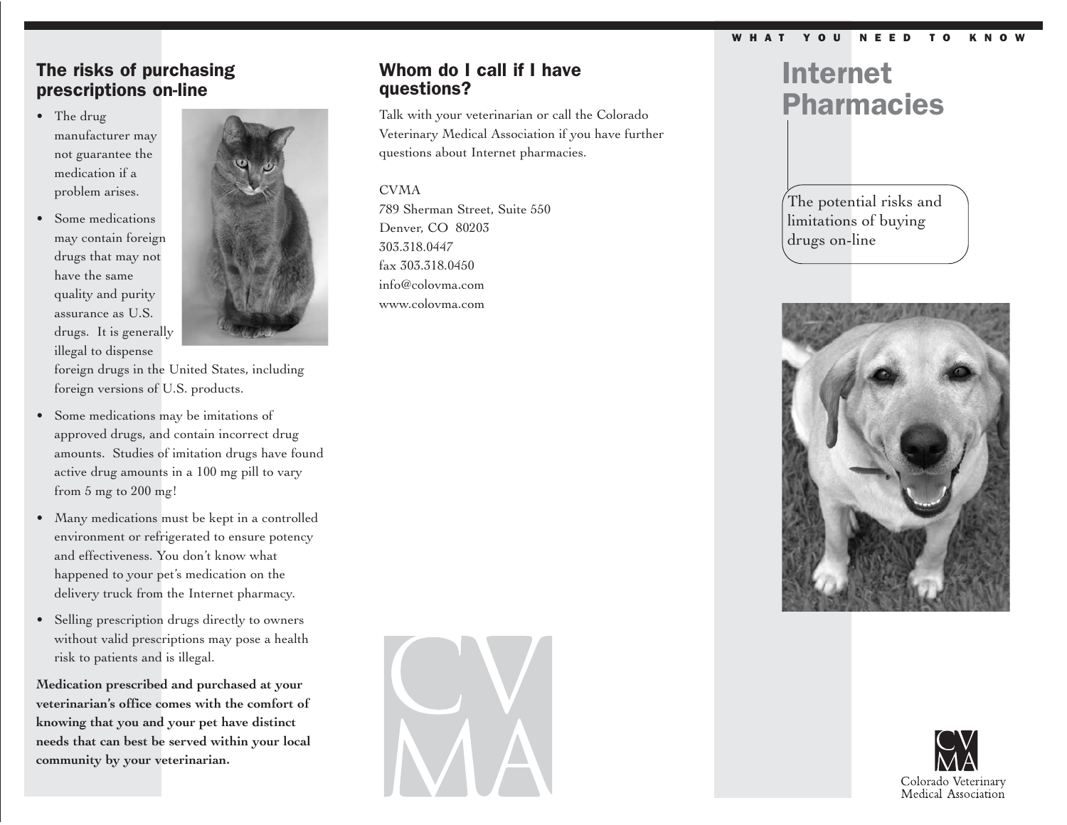## The risks of purchasing prescriptions on-line

- The drug manufacturer may not guarantee the medication if a problem arises.
- Some medications may contain foreign drugs that may not have the same quality and purity assurance as U.S. drugs. It is generally illegal to dispense foreign drugs in the United States, including foreign versions of U.S. products.
- Some medications may be imitations of approved drugs, and contain incorrect drug amounts. Studies of imitation drugs have found active drug amounts in a 100 mg pill to vary from 5 mg to 200 mg!
- Many medications must be kept in a controlled environment or refrigerated to ensure potency and effectiveness. You don't know what happened to your pet's medication on the delivery truck from the Internet pharmacy.
- Selling prescription drugs directly to owners without valid prescriptions may pose a health risk to patients and is illegal.

**Medication prescribed and purchased at your veterinarian's office comes with the comfort of knowing that you and your pet have distinct needs that can best be served within your local community by your veterinarian.**

## Whom do I call if I have questions?

Talk with your veterinarian or call the Colorado Veterinary Medical Association if you have further questions about Internet pharmacies.

CVMA
789 Sherman Street, Suite 550
Denver, CO 80203
303.318.0447
fax 303.318.0450
info@colovma.com
www.colovma.com

CV
MA

WHAT YOU NEED TO KNOW

# Internet Pharmacies

The potential risks and limitations of buying drugs on-line

CV
MA
Colorado Veterinary Medical Association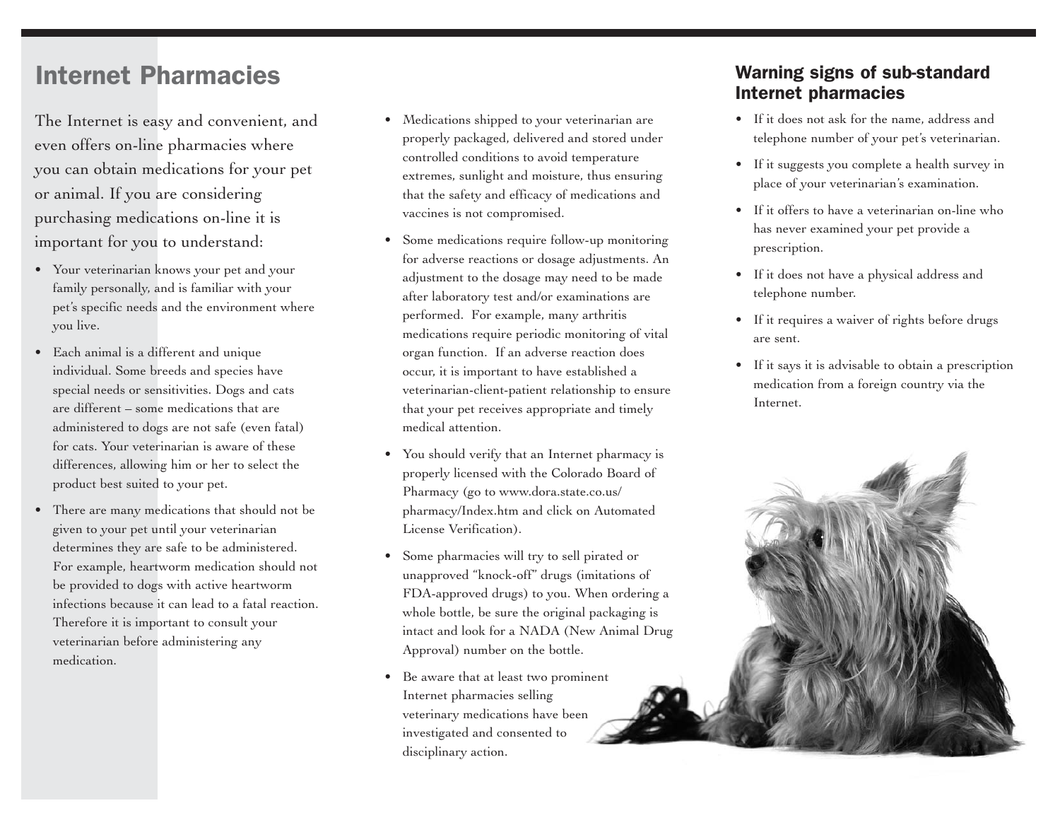## Internet Pharmacies

The Internet is easy and convenient, and even offers on-line pharmacies where you can obtain medications for your pet or animal. If you are considering purchasing medications on-line it is important for you to understand:

- Your veterinarian knows your pet and your family personally, and is familiar with your pet's specific needs and the environment where you live.
- Each animal is a different and unique individual. Some breeds and species have special needs or sensitivities. Dogs and cats are different – some medications that are administered to dogs are not safe (even fatal) for cats. Your veterinarian is aware of these differences, allowing him or her to select the product best suited to your pet.
- There are many medications that should not be given to your pet until your veterinarian determines they are safe to be administered. For example, heartworm medication should not be provided to dogs with active heartworm infections because it can lead to a fatal reaction. Therefore it is important to consult your veterinarian before administering any medication.
- Medications shipped to your veterinarian are properly packaged, delivered and stored under controlled conditions to avoid temperature extremes, sunlight and moisture, thus ensuring that the safety and efficacy of medications and vaccines is not compromised.
- Some medications require follow-up monitoring for adverse reactions or dosage adjustments. An adjustment to the dosage may need to be made after laboratory test and/or examinations are performed. For example, many arthritis medications require periodic monitoring of vital organ function. If an adverse reaction does occur, it is important to have established a veterinarian-client-patient relationship to ensure that your pet receives appropriate and timely medical attention.
- You should verify that an Internet pharmacy is properly licensed with the Colorado Board of Pharmacy (go to www.dora.state.co.us/pharmacy/Index.htm and click on Automated License Verification).
- Some pharmacies will try to sell pirated or unapproved "knock-off" drugs (imitations of FDA-approved drugs) to you. When ordering a whole bottle, be sure the original packaging is intact and look for a NADA (New Animal Drug Approval) number on the bottle.
- Be aware that at least two prominent Internet pharmacies selling veterinary medications have been investigated and consented to disciplinary action.

### Warning signs of sub-standard Internet pharmacies

- If it does not ask for the name, address and telephone number of your pet's veterinarian.
- If it suggests you complete a health survey in place of your veterinarian's examination.
- If it offers to have a veterinarian on-line who has never examined your pet provide a prescription.
- If it does not have a physical address and telephone number.
- If it requires a waiver of rights before drugs are sent.
- If it says it is advisable to obtain a prescription medication from a foreign country via the Internet.